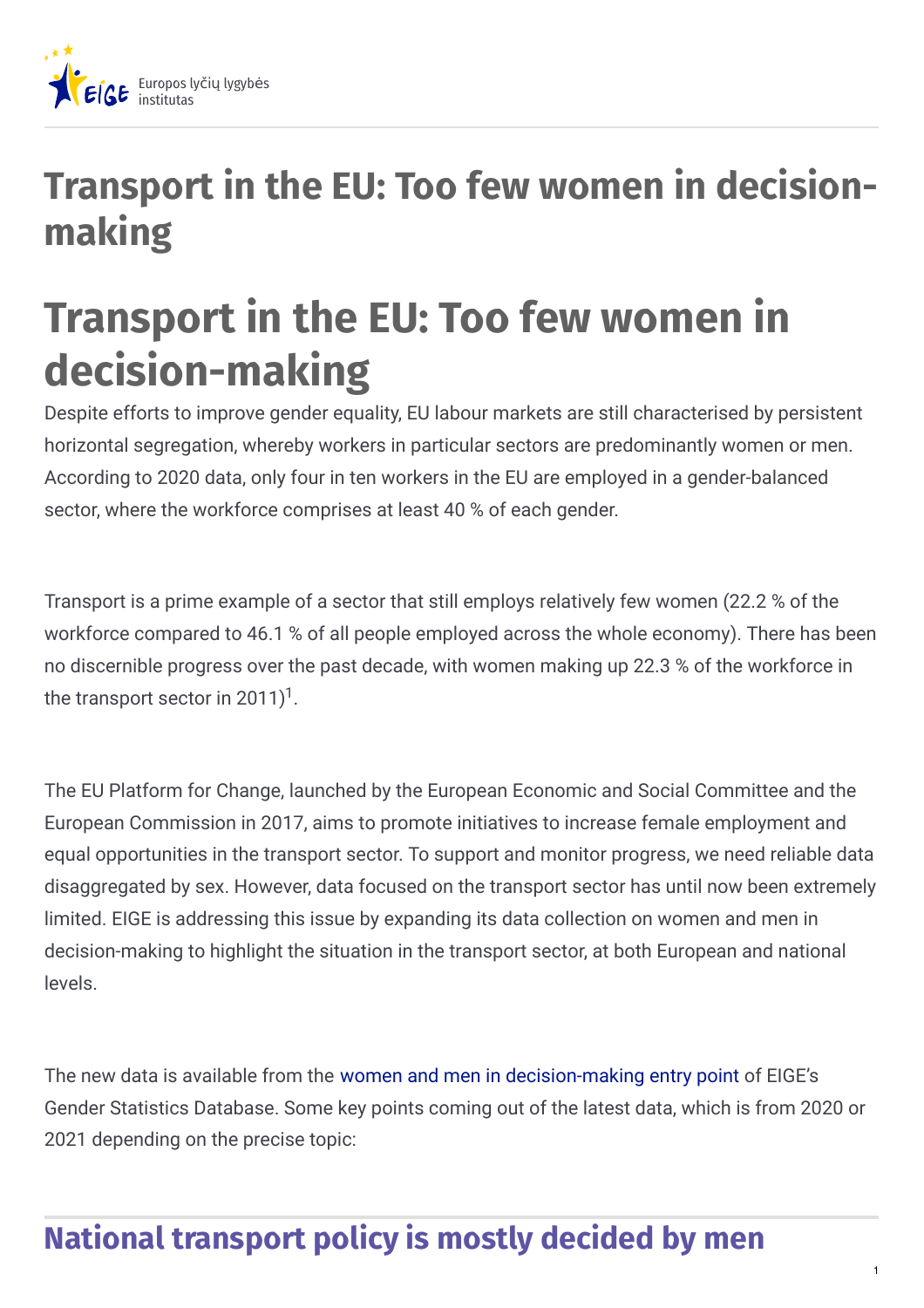Europos lyčių lygybės institutas

# Transport in the EU: Too few women in decision-making

# Transport in the EU: Too few women in decision-making

Despite efforts to improve gender equality, EU labour markets are still characterised by persistent horizontal segregation, whereby workers in particular sectors are predominantly women or men. According to 2020 data, only four in ten workers in the EU are employed in a gender-balanced sector, where the workforce comprises at least 40 % of each gender.

Transport is a prime example of a sector that still employs relatively few women (22.2 % of the workforce compared to 46.1 % of all people employed across the whole economy). There has been no discernible progress over the past decade, with women making up 22.3 % of the workforce in the transport sector in 2011)[1].

The EU Platform for Change, launched by the European Economic and Social Committee and the European Commission in 2017, aims to promote initiatives to increase female employment and equal opportunities in the transport sector. To support and monitor progress, we need reliable data disaggregated by sex. However, data focused on the transport sector has until now been extremely limited. EIGE is addressing this issue by expanding its data collection on women and men in decision-making to highlight the situation in the transport sector, at both European and national levels.

The new data is available from the women and men in decision-making entry point of EIGE's Gender Statistics Database. Some key points coming out of the latest data, which is from 2020 or 2021 depending on the precise topic:

## National transport policy is mostly decided by men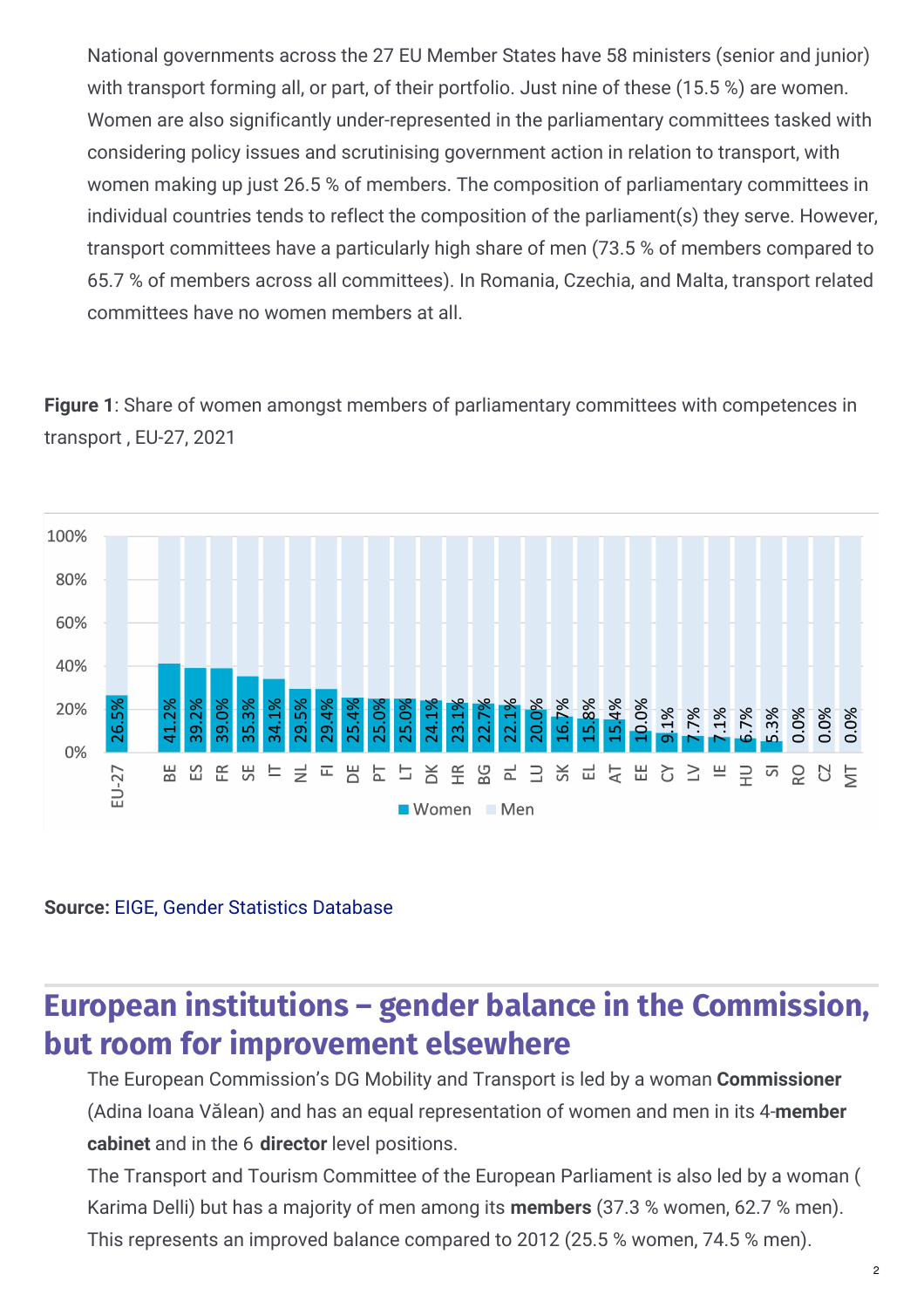National governments across the 27 EU Member States have 58 ministers (senior and junior) with transport forming all, or part, of their portfolio. Just nine of these (15.5 %) are women. Women are also significantly under-represented in the parliamentary committees tasked with considering policy issues and scrutinising government action in relation to transport, with women making up just 26.5 % of members. The composition of parliamentary committees in individual countries tends to reflect the composition of the parliament(s) they serve. However, transport committees have a particularly high share of men (73.5 % of members compared to 65.7 % of members across all committees). In Romania, Czechia, and Malta, transport related committees have no women members at all.

**Figure 1**: Share of women amongst members of parliamentary committees with competences in transport , EU-27, 2021

| Country | Women |
|---|---|
| EU-27 | 26.5% |
| BE | 41.2% |
| ES | 39.2% |
| FR | 39.0% |
| SE | 35.3% |
| IT | 34.1% |
| NL | 29.5% |
| FI | 29.4% |
| DE | 25.4% |
| PT | 25.0% |
| LT | 25.0% |
| DK | 24.1% |
| HR | 23.1% |
| BG | 22.7% |
| PL | 22.1% |
| LU | 20.0% |
| SK | 16.7% |
| EL | 15.8% |
| AT | 15.4% |
| EE | 10.0% |
| CY | 9.1% |
| LV | 7.7% |
| IE | 7.1% |
| HU | 6.7% |
| SI | 5.3% |
| RO | 0.0% |
| CZ | 0.0% |
| MT | 0.0% |

**Source:** EIGE, Gender Statistics Database

# European institutions – gender balance in the Commission, but room for improvement elsewhere

The European Commission's DG Mobility and Transport is led by a woman **Commissioner** (Adina Ioana Vălean) and has an equal representation of women and men in its 4-**member cabinet** and in the 6 **director** level positions.

The Transport and Tourism Committee of the European Parliament is also led by a woman ( Karima Delli) but has a majority of men among its **members** (37.3 % women, 62.7 % men). This represents an improved balance compared to 2012 (25.5 % women, 74.5 % men).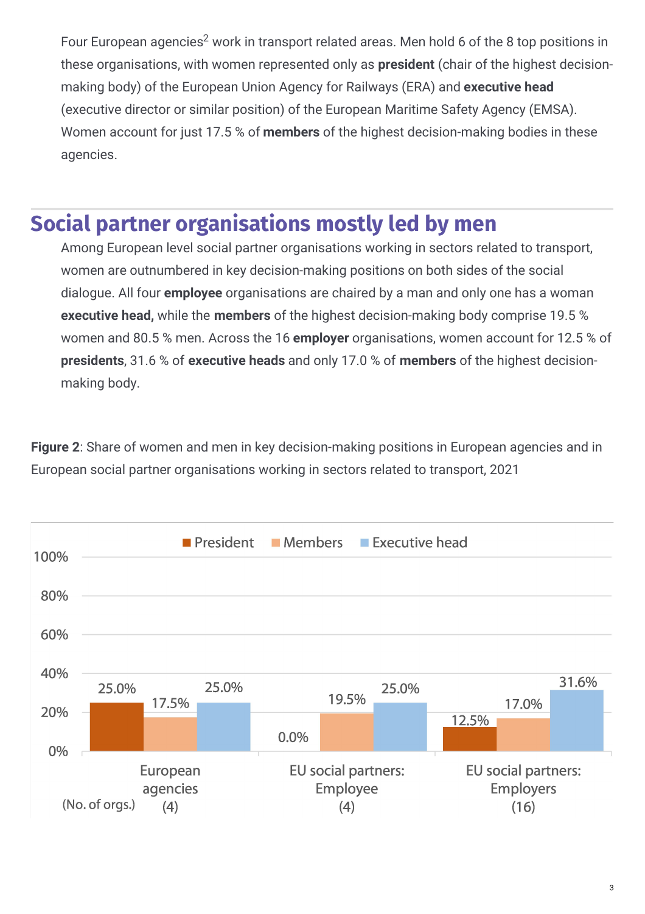Four European agencies[2] work in transport related areas. Men hold 6 of the 8 top positions in these organisations, with women represented only as **president** (chair of the highest decision-making body) of the European Union Agency for Railways (ERA) and **executive head** (executive director or similar position) of the European Maritime Safety Agency (EMSA). Women account for just 17.5 % of **members** of the highest decision-making bodies in these agencies.

## Social partner organisations mostly led by men

Among European level social partner organisations working in sectors related to transport, women are outnumbered in key decision-making positions on both sides of the social dialogue. All four **employee** organisations are chaired by a man and only one has a woman **executive head,** while the **members** of the highest decision-making body comprise 19.5 % women and 80.5 % men. Across the 16 **employer** organisations, women account for 12.5 % of **presidents**, 31.6 % of **executive heads** and only 17.0 % of **members** of the highest decision-making body.

**Figure 2**: Share of women and men in key decision-making positions in European agencies and in European social partner organisations working in sectors related to transport, 2021

| (No. of orgs.) | President | Members | Executive head |
|---|---|---|---|
| European agencies (4) | 25.0% | 17.5% | 25.0% |
| EU social partners: Employee (4) | 0.0% | 19.5% | 25.0% |
| EU social partners: Employers (16) | 12.5% | 17.0% | 31.6% |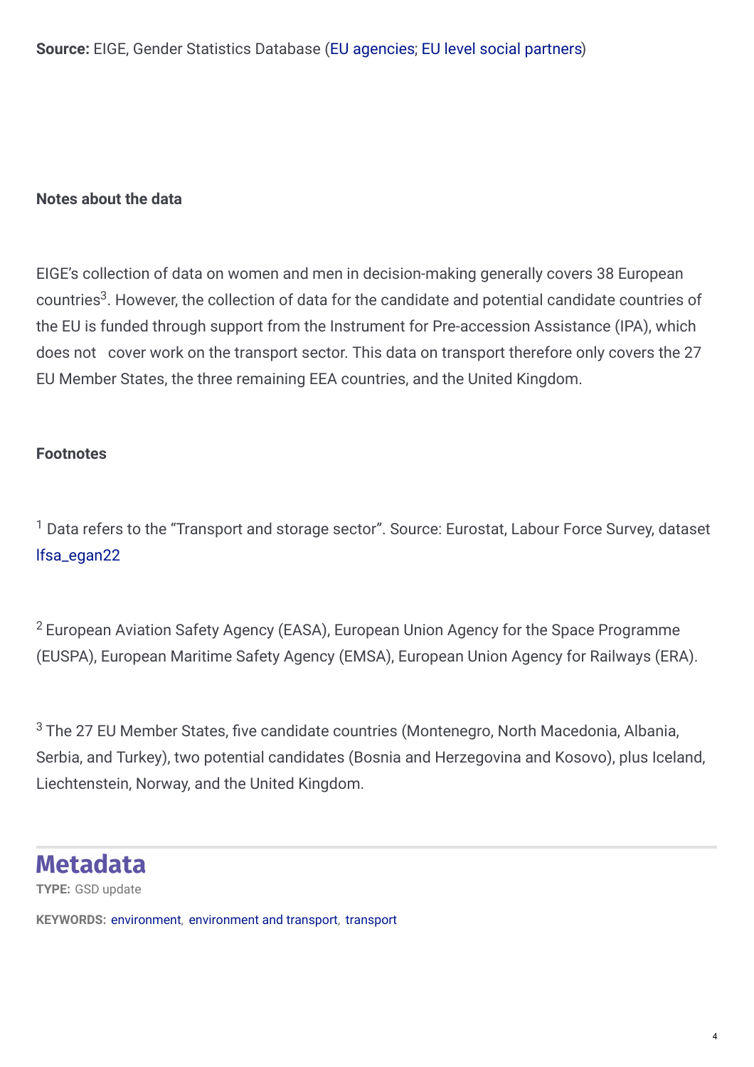**Source:** EIGE, Gender Statistics Database (EU agencies; EU level social partners)

**Notes about the data**

EIGE's collection of data on women and men in decision-making generally covers 38 European countries[3]. However, the collection of data for the candidate and potential candidate countries of the EU is funded through support from the Instrument for Pre-accession Assistance (IPA), which does not cover work on the transport sector. This data on transport therefore only covers the 27 EU Member States, the three remaining EEA countries, and the United Kingdom.

**Footnotes**

[1] Data refers to the "Transport and storage sector". Source: Eurostat, Labour Force Survey, dataset lfsa_egan22

[2] European Aviation Safety Agency (EASA), European Union Agency for the Space Programme (EUSPA), European Maritime Safety Agency (EMSA), European Union Agency for Railways (ERA).

[3] The 27 EU Member States, five candidate countries (Montenegro, North Macedonia, Albania, Serbia, and Turkey), two potential candidates (Bosnia and Herzegovina and Kosovo), plus Iceland, Liechtenstein, Norway, and the United Kingdom.

## Metadata

**TYPE:** GSD update

**KEYWORDS:** environment, environment and transport, transport